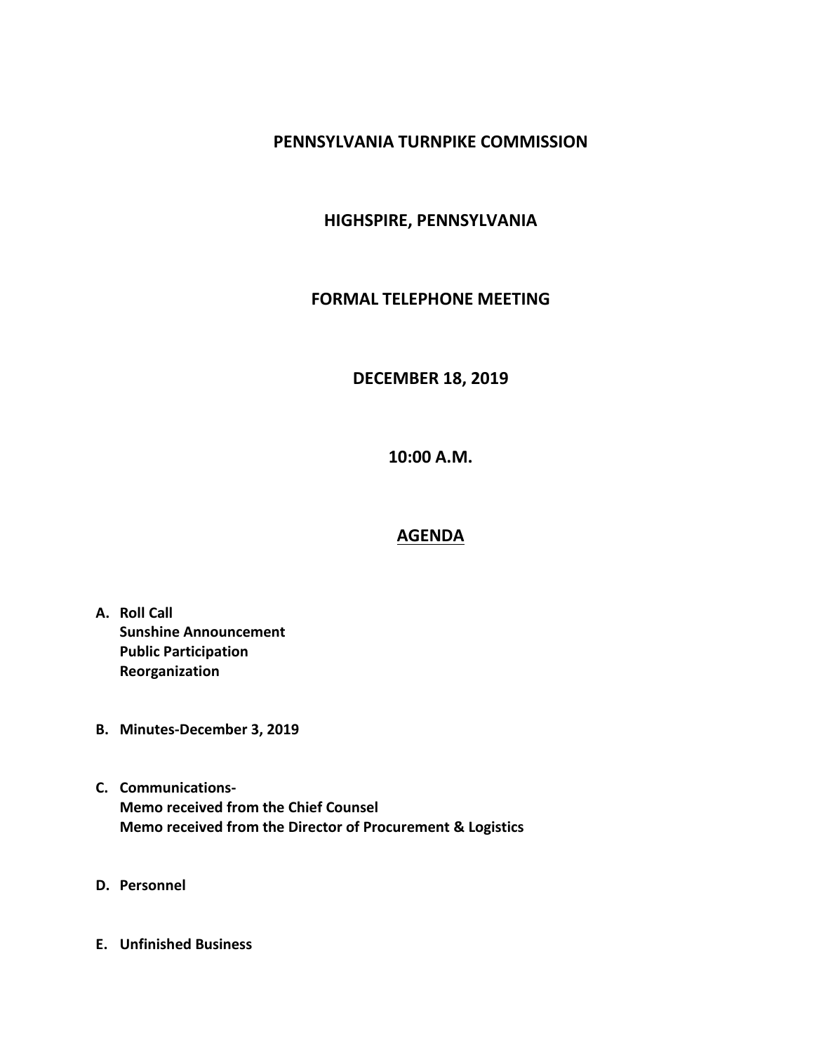# PENNSYLVANIA TURNPIKE COMMISSION

## HIGHSPIRE, PENNSYLVANIA

## FORMAL TELEPHONE MEETING

## DECEMBER 18, 2019

## 10:00 A.M.

## AGENDA

**A. Roll Call**
**Sunshine Announcement**
**Public Participation**
**Reorganization**

**B. Minutes-December 3, 2019**

**C. Communications-**
**Memo received from the Chief Counsel**
**Memo received from the Director of Procurement & Logistics**

**D. Personnel**

**E. Unfinished Business**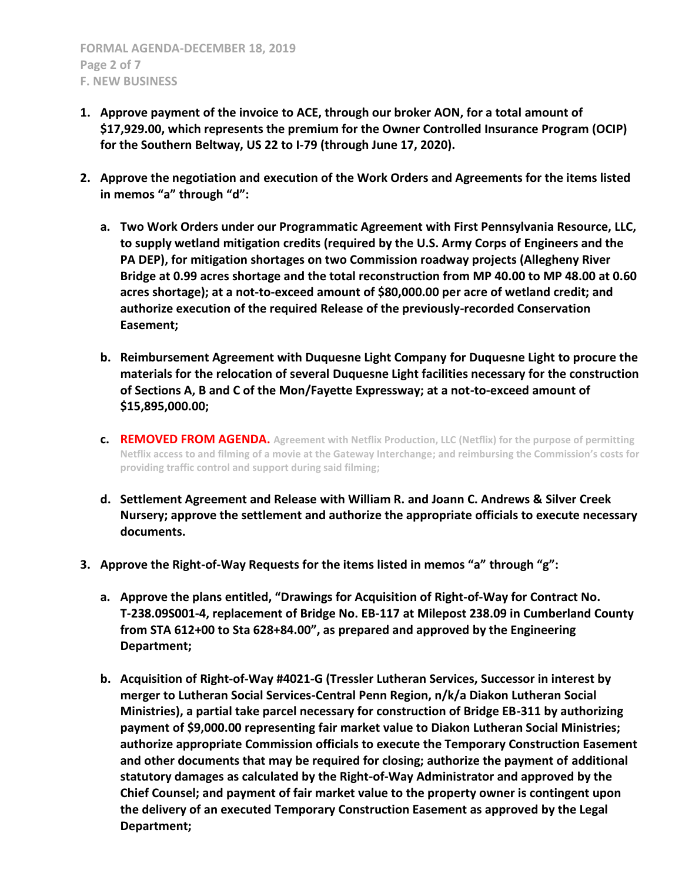**F. NEW BUSINESS**

1. **Approve payment of the invoice to ACE, through our broker AON, for a total amount of $17,929.00, which represents the premium for the Owner Controlled Insurance Program (OCIP) for the Southern Beltway, US 22 to I-79 (through June 17, 2020).**

2. **Approve the negotiation and execution of the Work Orders and Agreements for the items listed in memos "a" through "d":**

   a. **Two Work Orders under our Programmatic Agreement with First Pennsylvania Resource, LLC, to supply wetland mitigation credits (required by the U.S. Army Corps of Engineers and the PA DEP), for mitigation shortages on two Commission roadway projects (Allegheny River Bridge at 0.99 acres shortage and the total reconstruction from MP 40.00 to MP 48.00 at 0.60 acres shortage); at a not-to-exceed amount of $80,000.00 per acre of wetland credit; and authorize execution of the required Release of the previously-recorded Conservation Easement;**

   b. **Reimbursement Agreement with Duquesne Light Company for Duquesne Light to procure the materials for the relocation of several Duquesne Light facilities necessary for the construction of Sections A, B and C of the Mon/Fayette Expressway; at a not-to-exceed amount of $15,895,000.00;**

   c. **REMOVED FROM AGENDA.** Agreement with Netflix Production, LLC (Netflix) for the purpose of permitting Netflix access to and filming of a movie at the Gateway Interchange; and reimbursing the Commission's costs for providing traffic control and support during said filming;

   d. **Settlement Agreement and Release with William R. and Joann C. Andrews & Silver Creek Nursery; approve the settlement and authorize the appropriate officials to execute necessary documents.**

3. **Approve the Right-of-Way Requests for the items listed in memos "a" through "g":**

   a. **Approve the plans entitled, "Drawings for Acquisition of Right-of-Way for Contract No. T-238.09S001-4, replacement of Bridge No. EB-117 at Milepost 238.09 in Cumberland County from STA 612+00 to Sta 628+84.00", as prepared and approved by the Engineering Department;**

   b. **Acquisition of Right-of-Way #4021-G (Tressler Lutheran Services, Successor in interest by merger to Lutheran Social Services-Central Penn Region, n/k/a Diakon Lutheran Social Ministries), a partial take parcel necessary for construction of Bridge EB-311 by authorizing payment of $9,000.00 representing fair market value to Diakon Lutheran Social Ministries; authorize appropriate Commission officials to execute the Temporary Construction Easement and other documents that may be required for closing; authorize the payment of additional statutory damages as calculated by the Right-of-Way Administrator and approved by the Chief Counsel; and payment of fair market value to the property owner is contingent upon the delivery of an executed Temporary Construction Easement as approved by the Legal Department;**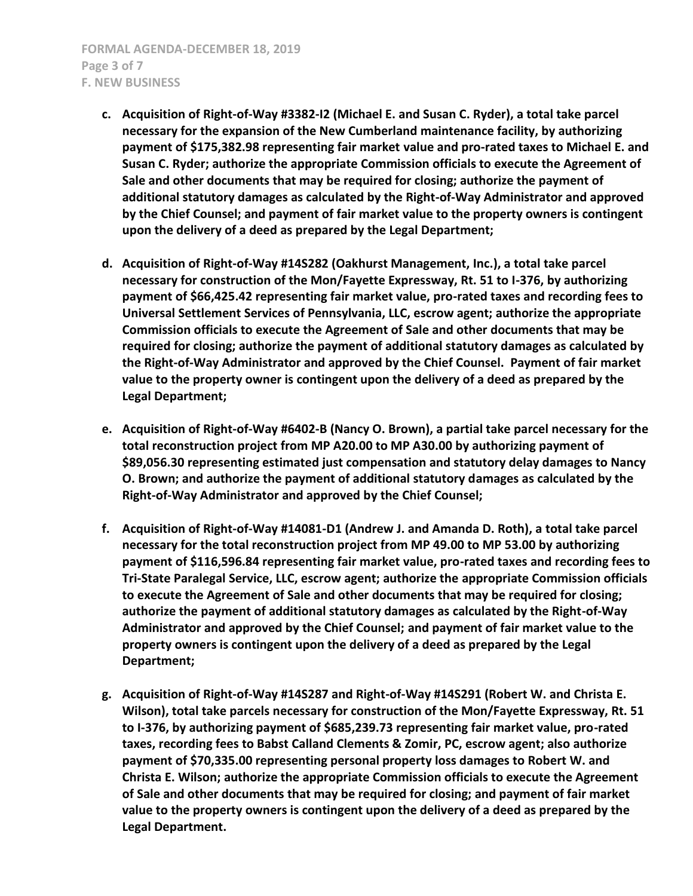- **c. Acquisition of Right-of-Way #3382-I2 (Michael E. and Susan C. Ryder), a total take parcel necessary for the expansion of the New Cumberland maintenance facility, by authorizing payment of $175,382.98 representing fair market value and pro-rated taxes to Michael E. and Susan C. Ryder; authorize the appropriate Commission officials to execute the Agreement of Sale and other documents that may be required for closing; authorize the payment of additional statutory damages as calculated by the Right-of-Way Administrator and approved by the Chief Counsel; and payment of fair market value to the property owners is contingent upon the delivery of a deed as prepared by the Legal Department;**

- **d. Acquisition of Right-of-Way #14S282 (Oakhurst Management, Inc.), a total take parcel necessary for construction of the Mon/Fayette Expressway, Rt. 51 to I-376, by authorizing payment of $66,425.42 representing fair market value, pro-rated taxes and recording fees to Universal Settlement Services of Pennsylvania, LLC, escrow agent; authorize the appropriate Commission officials to execute the Agreement of Sale and other documents that may be required for closing; authorize the payment of additional statutory damages as calculated by the Right-of-Way Administrator and approved by the Chief Counsel. Payment of fair market value to the property owner is contingent upon the delivery of a deed as prepared by the Legal Department;**

- **e. Acquisition of Right-of-Way #6402-B (Nancy O. Brown), a partial take parcel necessary for the total reconstruction project from MP A20.00 to MP A30.00 by authorizing payment of $89,056.30 representing estimated just compensation and statutory delay damages to Nancy O. Brown; and authorize the payment of additional statutory damages as calculated by the Right-of-Way Administrator and approved by the Chief Counsel;**

- **f. Acquisition of Right-of-Way #14081-D1 (Andrew J. and Amanda D. Roth), a total take parcel necessary for the total reconstruction project from MP 49.00 to MP 53.00 by authorizing payment of $116,596.84 representing fair market value, pro-rated taxes and recording fees to Tri-State Paralegal Service, LLC, escrow agent; authorize the appropriate Commission officials to execute the Agreement of Sale and other documents that may be required for closing; authorize the payment of additional statutory damages as calculated by the Right-of-Way Administrator and approved by the Chief Counsel; and payment of fair market value to the property owners is contingent upon the delivery of a deed as prepared by the Legal Department;**

- **g. Acquisition of Right-of-Way #14S287 and Right-of-Way #14S291 (Robert W. and Christa E. Wilson), total take parcels necessary for construction of the Mon/Fayette Expressway, Rt. 51 to I-376, by authorizing payment of $685,239.73 representing fair market value, pro-rated taxes, recording fees to Babst Calland Clements & Zomir, PC, escrow agent; also authorize payment of $70,335.00 representing personal property loss damages to Robert W. and Christa E. Wilson; authorize the appropriate Commission officials to execute the Agreement of Sale and other documents that may be required for closing; and payment of fair market value to the property owners is contingent upon the delivery of a deed as prepared by the Legal Department.**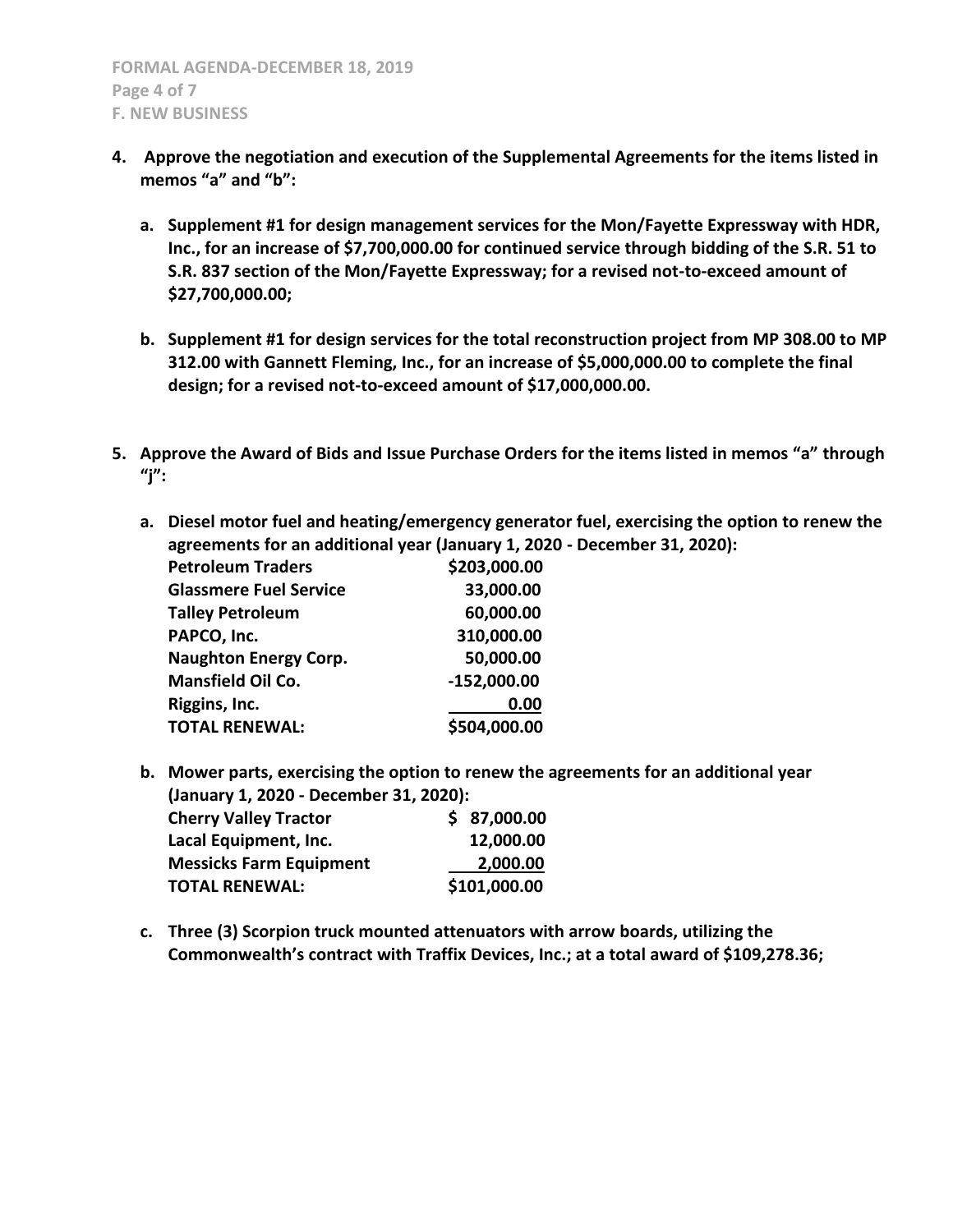4. **Approve the negotiation and execution of the Supplemental Agreements for the items listed in memos "a" and "b":**

   a. **Supplement #1 for design management services for the Mon/Fayette Expressway with HDR, Inc., for an increase of $7,700,000.00 for continued service through bidding of the S.R. 51 to S.R. 837 section of the Mon/Fayette Expressway; for a revised not-to-exceed amount of $27,700,000.00;**

   b. **Supplement #1 for design services for the total reconstruction project from MP 308.00 to MP 312.00 with Gannett Fleming, Inc., for an increase of $5,000,000.00 to complete the final design; for a revised not-to-exceed amount of $17,000,000.00.**

5. **Approve the Award of Bids and Issue Purchase Orders for the items listed in memos "a" through "j":**

   a. **Diesel motor fuel and heating/emergency generator fuel, exercising the option to renew the agreements for an additional year (January 1, 2020 - December 31, 2020):**

| | |
|---|---|
| **Petroleum Traders** | **$203,000.00** |
| **Glassmere Fuel Service** | **33,000.00** |
| **Talley Petroleum** | **60,000.00** |
| **PAPCO, Inc.** | **310,000.00** |
| **Naughton Energy Corp.** | **50,000.00** |
| **Mansfield Oil Co.** | **-152,000.00** |
| **Riggins, Inc.** | **0.00** |
| **TOTAL RENEWAL:** | **$504,000.00** |

   b. **Mower parts, exercising the option to renew the agreements for an additional year (January 1, 2020 - December 31, 2020):**

| | |
|---|---|
| **Cherry Valley Tractor** | **$ 87,000.00** |
| **Lacal Equipment, Inc.** | **12,000.00** |
| **Messicks Farm Equipment** | **2,000.00** |
| **TOTAL RENEWAL:** | **$101,000.00** |

   c. **Three (3) Scorpion truck mounted attenuators with arrow boards, utilizing the Commonwealth's contract with Traffix Devices, Inc.; at a total award of $109,278.36;**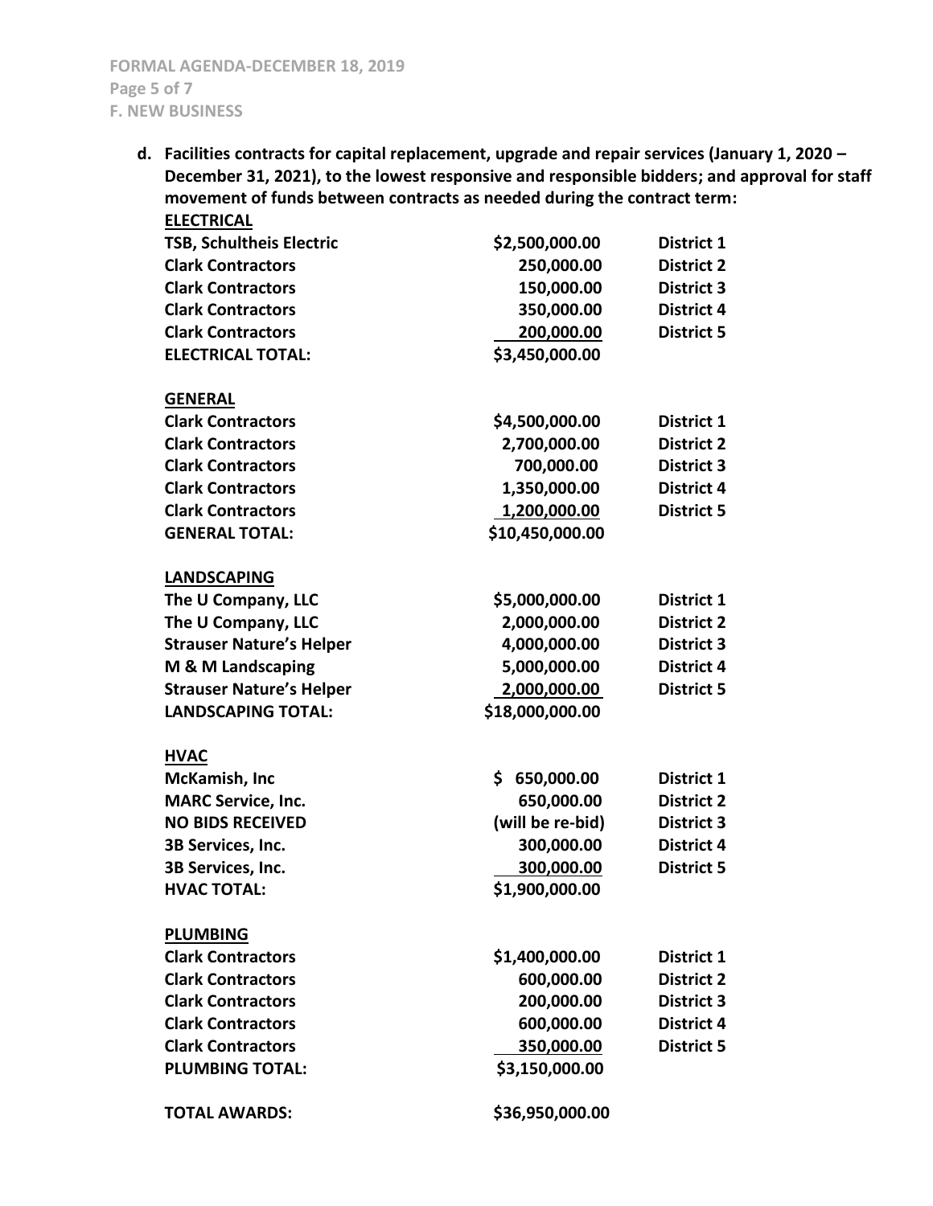**d. Facilities contracts for capital replacement, upgrade and repair services (January 1, 2020 – December 31, 2021), to the lowest responsive and responsible bidders; and approval for staff movement of funds between contracts as needed during the contract term:**

| | | |
|---|---|---|
| **ELECTRICAL** | | |
| **TSB, Schultheis Electric** | **$2,500,000.00** | **District 1** |
| **Clark Contractors** | **250,000.00** | **District 2** |
| **Clark Contractors** | **150,000.00** | **District 3** |
| **Clark Contractors** | **350,000.00** | **District 4** |
| **Clark Contractors** | **200,000.00** | **District 5** |
| **ELECTRICAL TOTAL:** | **$3,450,000.00** | |
| **GENERAL** | | |
| **Clark Contractors** | **$4,500,000.00** | **District 1** |
| **Clark Contractors** | **2,700,000.00** | **District 2** |
| **Clark Contractors** | **700,000.00** | **District 3** |
| **Clark Contractors** | **1,350,000.00** | **District 4** |
| **Clark Contractors** | **1,200,000.00** | **District 5** |
| **GENERAL TOTAL:** | **$10,450,000.00** | |
| **LANDSCAPING** | | |
| **The U Company, LLC** | **$5,000,000.00** | **District 1** |
| **The U Company, LLC** | **2,000,000.00** | **District 2** |
| **Strauser Nature's Helper** | **4,000,000.00** | **District 3** |
| **M & M Landscaping** | **5,000,000.00** | **District 4** |
| **Strauser Nature's Helper** | **2,000,000.00** | **District 5** |
| **LANDSCAPING TOTAL:** | **$18,000,000.00** | |
| **HVAC** | | |
| **McKamish, Inc** | **$ 650,000.00** | **District 1** |
| **MARC Service, Inc.** | **650,000.00** | **District 2** |
| **NO BIDS RECEIVED** | **(will be re-bid)** | **District 3** |
| **3B Services, Inc.** | **300,000.00** | **District 4** |
| **3B Services, Inc.** | **300,000.00** | **District 5** |
| **HVAC TOTAL:** | **$1,900,000.00** | |
| **PLUMBING** | | |
| **Clark Contractors** | **$1,400,000.00** | **District 1** |
| **Clark Contractors** | **600,000.00** | **District 2** |
| **Clark Contractors** | **200,000.00** | **District 3** |
| **Clark Contractors** | **600,000.00** | **District 4** |
| **Clark Contractors** | **350,000.00** | **District 5** |
| **PLUMBING TOTAL:** | **$3,150,000.00** | |
| **TOTAL AWARDS:** | **$36,950,000.00** | |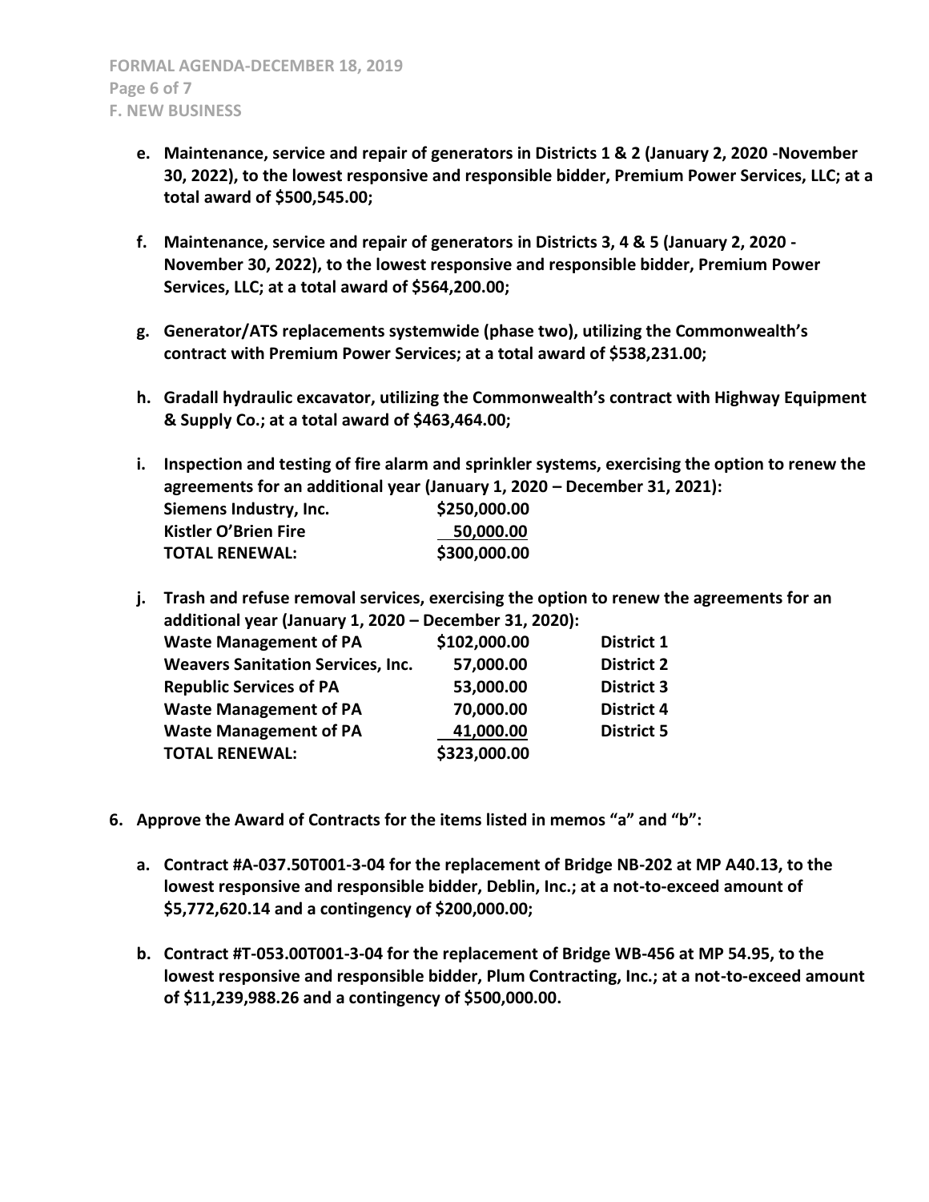**e. Maintenance, service and repair of generators in Districts 1 & 2 (January 2, 2020 -November 30, 2022), to the lowest responsive and responsible bidder, Premium Power Services, LLC; at a total award of $500,545.00;**

**f. Maintenance, service and repair of generators in Districts 3, 4 & 5 (January 2, 2020 - November 30, 2022), to the lowest responsive and responsible bidder, Premium Power Services, LLC; at a total award of $564,200.00;**

**g. Generator/ATS replacements systemwide (phase two), utilizing the Commonwealth's contract with Premium Power Services; at a total award of $538,231.00;**

**h. Gradall hydraulic excavator, utilizing the Commonwealth's contract with Highway Equipment & Supply Co.; at a total award of $463,464.00;**

**i. Inspection and testing of fire alarm and sprinkler systems, exercising the option to renew the agreements for an additional year (January 1, 2020 – December 31, 2021):**

| | |
|---|---|
| **Siemens Industry, Inc.** | **$250,000.00** |
| **Kistler O'Brien Fire** | **50,000.00** |
| **TOTAL RENEWAL:** | **$300,000.00** |

**j. Trash and refuse removal services, exercising the option to renew the agreements for an additional year (January 1, 2020 – December 31, 2020):**

| | | |
|---|---|---|
| **Waste Management of PA** | **$102,000.00** | **District 1** |
| **Weavers Sanitation Services, Inc.** | **57,000.00** | **District 2** |
| **Republic Services of PA** | **53,000.00** | **District 3** |
| **Waste Management of PA** | **70,000.00** | **District 4** |
| **Waste Management of PA** | **41,000.00** | **District 5** |
| **TOTAL RENEWAL:** | **$323,000.00** | |

**6. Approve the Award of Contracts for the items listed in memos "a" and "b":**

**a. Contract #A-037.50T001-3-04 for the replacement of Bridge NB-202 at MP A40.13, to the lowest responsive and responsible bidder, Deblin, Inc.; at a not-to-exceed amount of $5,772,620.14 and a contingency of $200,000.00;**

**b. Contract #T-053.00T001-3-04 for the replacement of Bridge WB-456 at MP 54.95, to the lowest responsive and responsible bidder, Plum Contracting, Inc.; at a not-to-exceed amount of $11,239,988.26 and a contingency of $500,000.00.**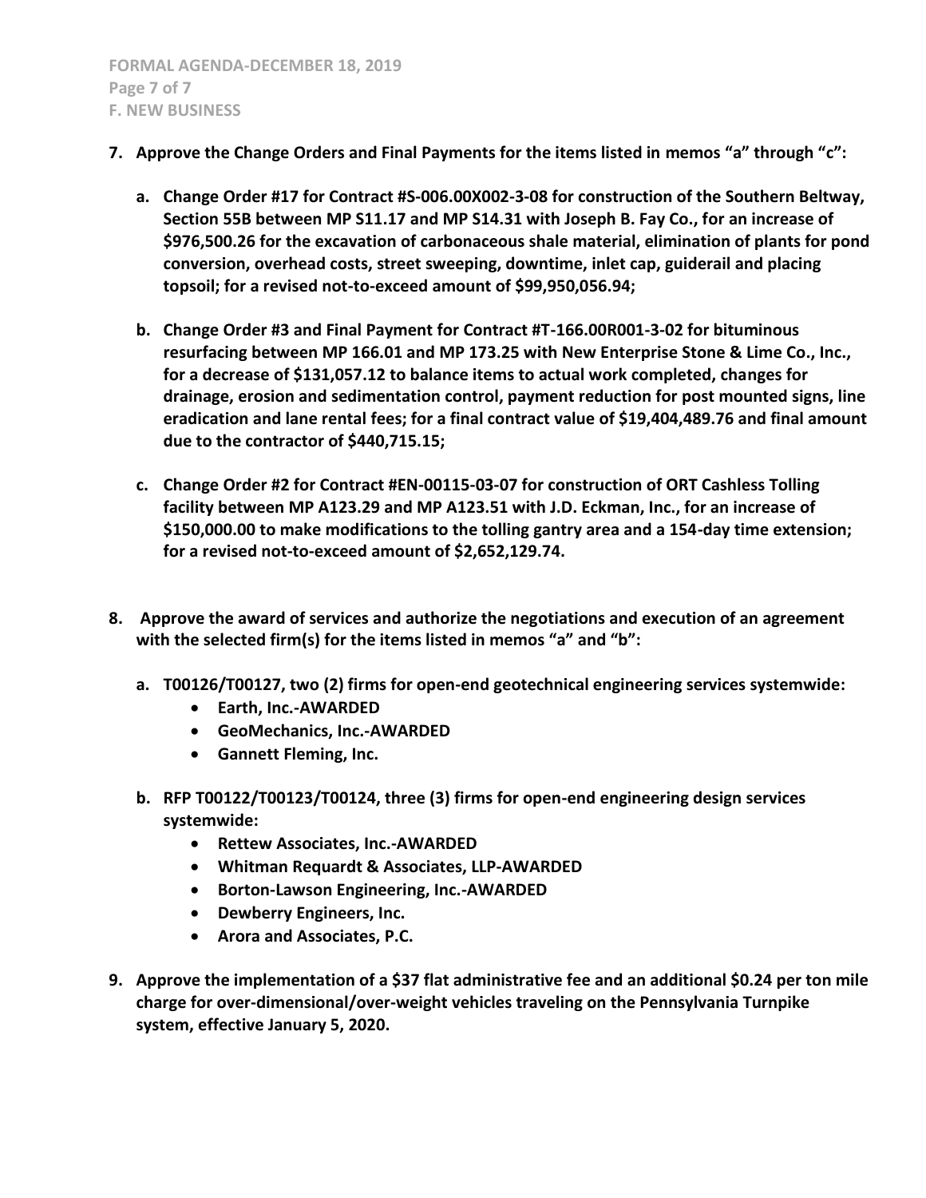**7. Approve the Change Orders and Final Payments for the items listed in memos "a" through "c":**

   **a. Change Order #17 for Contract #S-006.00X002-3-08 for construction of the Southern Beltway, Section 55B between MP S11.17 and MP S14.31 with Joseph B. Fay Co., for an increase of $976,500.26 for the excavation of carbonaceous shale material, elimination of plants for pond conversion, overhead costs, street sweeping, downtime, inlet cap, guiderail and placing topsoil; for a revised not-to-exceed amount of $99,950,056.94;**

   **b. Change Order #3 and Final Payment for Contract #T-166.00R001-3-02 for bituminous resurfacing between MP 166.01 and MP 173.25 with New Enterprise Stone & Lime Co., Inc., for a decrease of $131,057.12 to balance items to actual work completed, changes for drainage, erosion and sedimentation control, payment reduction for post mounted signs, line eradication and lane rental fees; for a final contract value of $19,404,489.76 and final amount due to the contractor of $440,715.15;**

   **c. Change Order #2 for Contract #EN-00115-03-07 for construction of ORT Cashless Tolling facility between MP A123.29 and MP A123.51 with J.D. Eckman, Inc., for an increase of $150,000.00 to make modifications to the tolling gantry area and a 154-day time extension; for a revised not-to-exceed amount of $2,652,129.74.**

**8. Approve the award of services and authorize the negotiations and execution of an agreement with the selected firm(s) for the items listed in memos "a" and "b":**

   **a. T00126/T00127, two (2) firms for open-end geotechnical engineering services systemwide:**
   - **Earth, Inc.-AWARDED**
   - **GeoMechanics, Inc.-AWARDED**
   - **Gannett Fleming, Inc.**

   **b. RFP T00122/T00123/T00124, three (3) firms for open-end engineering design services systemwide:**
   - **Rettew Associates, Inc.-AWARDED**
   - **Whitman Requardt & Associates, LLP-AWARDED**
   - **Borton-Lawson Engineering, Inc.-AWARDED**
   - **Dewberry Engineers, Inc.**
   - **Arora and Associates, P.C.**

**9. Approve the implementation of a $37 flat administrative fee and an additional $0.24 per ton mile charge for over-dimensional/over-weight vehicles traveling on the Pennsylvania Turnpike system, effective January 5, 2020.**